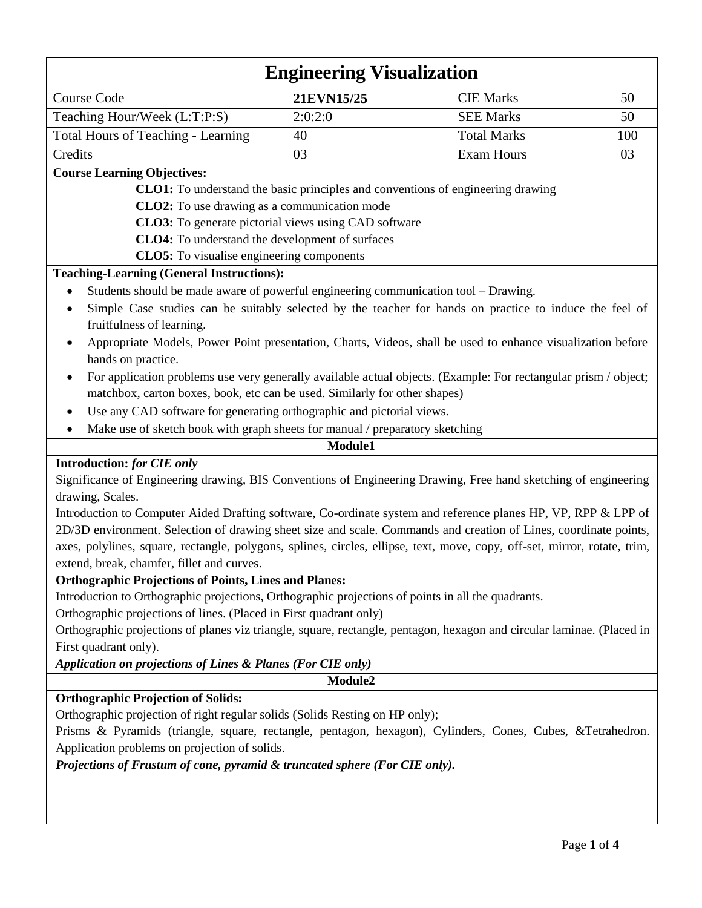# Engineering Visualization

| Course Code | 21EVN15/25 | CIE Marks | 50 |
|---|---|---|---|
| Teaching Hour/Week (L:T:P:S) | 2:0:2:0 | SEE Marks | 50 |
| Total Hours of Teaching - Learning | 40 | Total Marks | 100 |
| Credits | 03 | Exam Hours | 03 |

**Course Learning Objectives:**

**CLO1:** To understand the basic principles and conventions of engineering drawing

**CLO2:** To use drawing as a communication mode

**CLO3:** To generate pictorial views using CAD software

**CLO4:** To understand the development of surfaces

**CLO5:** To visualise engineering components

**Teaching-Learning (General Instructions):**

- Students should be made aware of powerful engineering communication tool – Drawing.
- Simple Case studies can be suitably selected by the teacher for hands on practice to induce the feel of fruitfulness of learning.
- Appropriate Models, Power Point presentation, Charts, Videos, shall be used to enhance visualization before hands on practice.
- For application problems use very generally available actual objects. (Example: For rectangular prism / object; matchbox, carton boxes, book, etc can be used. Similarly for other shapes)
- Use any CAD software for generating orthographic and pictorial views.
- Make use of sketch book with graph sheets for manual / preparatory sketching

## Module1

**Introduction:** ***for CIE only***

Significance of Engineering drawing, BIS Conventions of Engineering Drawing, Free hand sketching of engineering drawing, Scales.

Introduction to Computer Aided Drafting software, Co-ordinate system and reference planes HP, VP, RPP & LPP of 2D/3D environment. Selection of drawing sheet size and scale. Commands and creation of Lines, coordinate points, axes, polylines, square, rectangle, polygons, splines, circles, ellipse, text, move, copy, off-set, mirror, rotate, trim, extend, break, chamfer, fillet and curves.

**Orthographic Projections of Points, Lines and Planes:**

Introduction to Orthographic projections, Orthographic projections of points in all the quadrants.

Orthographic projections of lines. (Placed in First quadrant only)

Orthographic projections of planes viz triangle, square, rectangle, pentagon, hexagon and circular laminae. (Placed in First quadrant only).

***Application on projections of Lines & Planes (For CIE only)***

## Module2

**Orthographic Projection of Solids:**

Orthographic projection of right regular solids (Solids Resting on HP only);

Prisms & Pyramids (triangle, square, rectangle, pentagon, hexagon), Cylinders, Cones, Cubes, &Tetrahedron. Application problems on projection of solids.

***Projections of Frustum of cone, pyramid & truncated sphere (For CIE only).***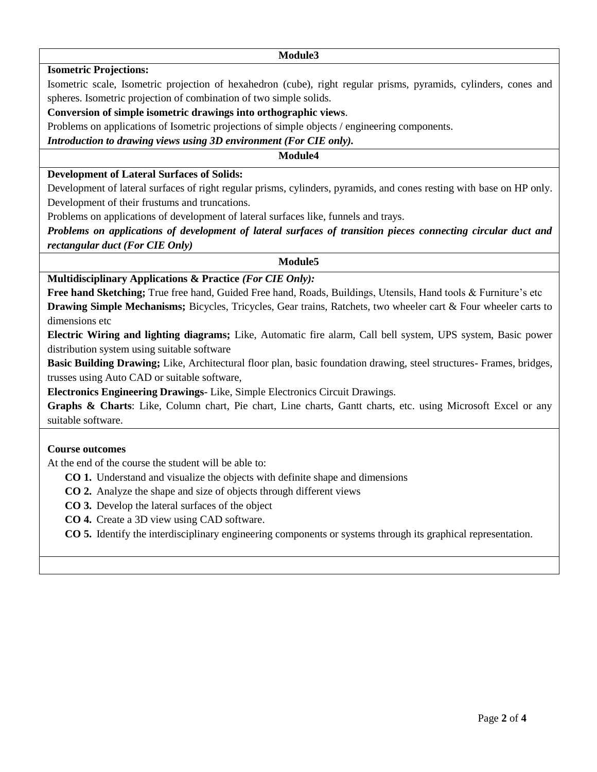## Module3

**Isometric Projections:**

Isometric scale, Isometric projection of hexahedron (cube), right regular prisms, pyramids, cylinders, cones and spheres. Isometric projection of combination of two simple solids.

**Conversion of simple isometric drawings into orthographic views**.

Problems on applications of Isometric projections of simple objects / engineering components.

***Introduction to drawing views using 3D environment (For CIE only).***

## Module4

**Development of Lateral Surfaces of Solids:**

Development of lateral surfaces of right regular prisms, cylinders, pyramids, and cones resting with base on HP only. Development of their frustums and truncations.

Problems on applications of development of lateral surfaces like, funnels and trays.

***Problems on applications of development of lateral surfaces of transition pieces connecting circular duct and rectangular duct (For CIE Only)***

## Module5

**Multidisciplinary Applications & Practice *(For CIE Only):***

**Free hand Sketching;** True free hand, Guided Free hand, Roads, Buildings, Utensils, Hand tools & Furniture's etc

**Drawing Simple Mechanisms;** Bicycles, Tricycles, Gear trains, Ratchets, two wheeler cart & Four wheeler carts to dimensions etc

**Electric Wiring and lighting diagrams;** Like, Automatic fire alarm, Call bell system, UPS system, Basic power distribution system using suitable software

**Basic Building Drawing;** Like, Architectural floor plan, basic foundation drawing, steel structures- Frames, bridges, trusses using Auto CAD or suitable software,

**Electronics Engineering Drawings**- Like, Simple Electronics Circuit Drawings.

**Graphs & Charts**: Like, Column chart, Pie chart, Line charts, Gantt charts, etc. using Microsoft Excel or any suitable software.

**Course outcomes**

At the end of the course the student will be able to:

- **CO 1.** Understand and visualize the objects with definite shape and dimensions
- **CO 2.** Analyze the shape and size of objects through different views
- **CO 3.** Develop the lateral surfaces of the object
- **CO 4.** Create a 3D view using CAD software.
- **CO 5.** Identify the interdisciplinary engineering components or systems through its graphical representation.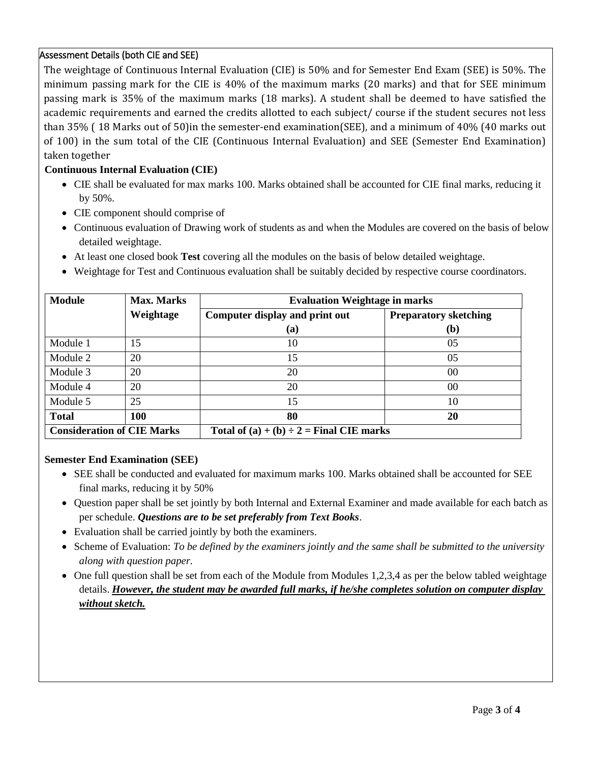### Assessment Details (both CIE and SEE)

The weightage of Continuous Internal Evaluation (CIE) is 50% and for Semester End Exam (SEE) is 50%. The minimum passing mark for the CIE is 40% of the maximum marks (20 marks) and that for SEE minimum passing mark is 35% of the maximum marks (18 marks). A student shall be deemed to have satisfied the academic requirements and earned the credits allotted to each subject/ course if the student secures not less than 35% ( 18 Marks out of 50)in the semester-end examination(SEE), and a minimum of 40% (40 marks out of 100) in the sum total of the CIE (Continuous Internal Evaluation) and SEE (Semester End Examination) taken together

**Continuous Internal Evaluation (CIE)**

- CIE shall be evaluated for max marks 100. Marks obtained shall be accounted for CIE final marks, reducing it by 50%.
- CIE component should comprise of
- Continuous evaluation of Drawing work of students as and when the Modules are covered on the basis of below detailed weightage.
- At least one closed book **Test** covering all the modules on the basis of below detailed weightage.
- Weightage for Test and Continuous evaluation shall be suitably decided by respective course coordinators.

| **Module** | **Max. Marks Weightage** | **Evaluation Weightage in marks** | |
|---|---|---|---|
| | | **Computer display and print out (a)** | **Preparatory sketching (b)** |
| Module 1 | 15 | 10 | 05 |
| Module 2 | 20 | 15 | 05 |
| Module 3 | 20 | 20 | 00 |
| Module 4 | 20 | 20 | 00 |
| Module 5 | 25 | 15 | 10 |
| **Total** | **100** | **80** | **20** |
| **Consideration of CIE Marks** | | **Total of (a) + (b) ÷ 2 = Final CIE marks** | |

**Semester End Examination (SEE)**

- SEE shall be conducted and evaluated for maximum marks 100. Marks obtained shall be accounted for SEE final marks, reducing it by 50%
- Question paper shall be set jointly by both Internal and External Examiner and made available for each batch as per schedule. ***Questions are to be set preferably from Text Books***.
- Evaluation shall be carried jointly by both the examiners.
- Scheme of Evaluation: *To be defined by the examiners jointly and the same shall be submitted to the university along with question paper.*
- One full question shall be set from each of the Module from Modules 1,2,3,4 as per the below tabled weightage details. ***<u>However, the student may be awarded full marks, if he/she completes solution on computer display without sketch.</u>***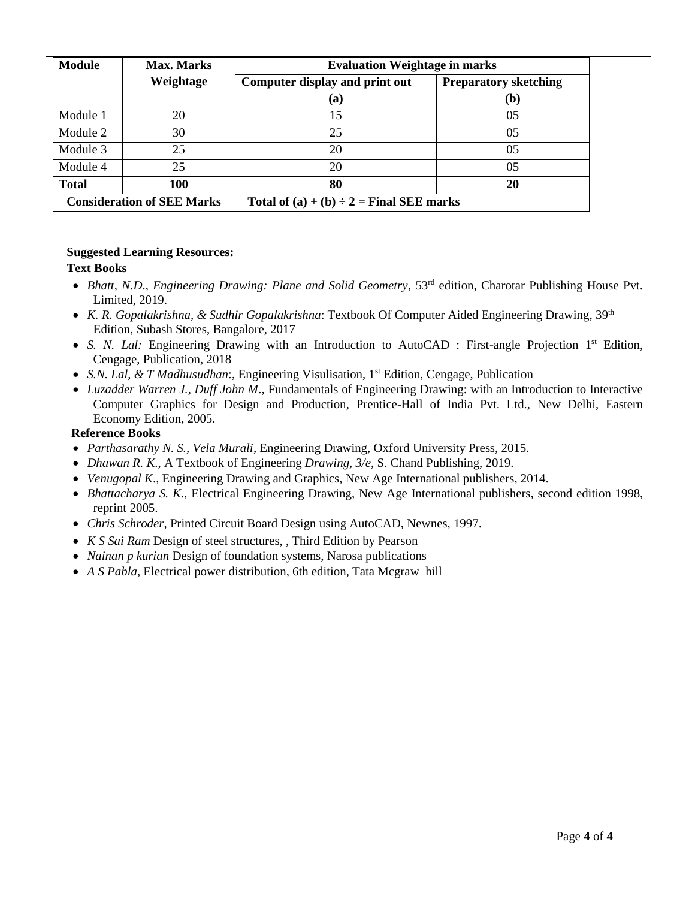| Module | Max. Marks Weightage | Evaluation Weightage in marks | |
|---|---|---|---|
| | | Computer display and print out (a) | Preparatory sketching (b) |
| Module 1 | 20 | 15 | 05 |
| Module 2 | 30 | 25 | 05 |
| Module 3 | 25 | 20 | 05 |
| Module 4 | 25 | 20 | 05 |
| **Total** | **100** | **80** | **20** |
| **Consideration of SEE Marks** | | **Total of (a) + (b) ÷ 2 = Final SEE marks** | |

**Suggested Learning Resources:**

**Text Books**

- *Bhatt, N.D*., *Engineering Drawing: Plane and Solid Geometry*, 53rd edition, Charotar Publishing House Pvt. Limited, 2019.
- *K. R. Gopalakrishna, & Sudhir Gopalakrishna*: Textbook Of Computer Aided Engineering Drawing, 39th Edition, Subash Stores, Bangalore, 2017
- *S. N. Lal:* Engineering Drawing with an Introduction to AutoCAD : First-angle Projection 1st Edition, Cengage, Publication, 2018
- *S.N. Lal, & T Madhusudhan*:, Engineering Visulisation, 1st Edition, Cengage, Publication
- *Luzadder Warren J., Duff John M*., Fundamentals of Engineering Drawing: with an Introduction to Interactive Computer Graphics for Design and Production, Prentice-Hall of India Pvt. Ltd., New Delhi, Eastern Economy Edition, 2005.

**Reference Books**

- *Parthasarathy N. S., Vela Murali*, Engineering Drawing, Oxford University Press, 2015.
- *Dhawan R. K.*, A Textbook of Engineering *Drawing, 3/e*, S. Chand Publishing, 2019.
- *Venugopal K*., Engineering Drawing and Graphics, New Age International publishers, 2014.
- *Bhattacharya S. K.,* Electrical Engineering Drawing, New Age International publishers, second edition 1998, reprint 2005.
- *Chris Schroder*, Printed Circuit Board Design using AutoCAD, Newnes, 1997.
- *K S Sai Ram* Design of steel structures, , Third Edition by Pearson
- *Nainan p kurian* Design of foundation systems, Narosa publications
- *A S Pabla*, Electrical power distribution, 6th edition, Tata Mcgraw hill